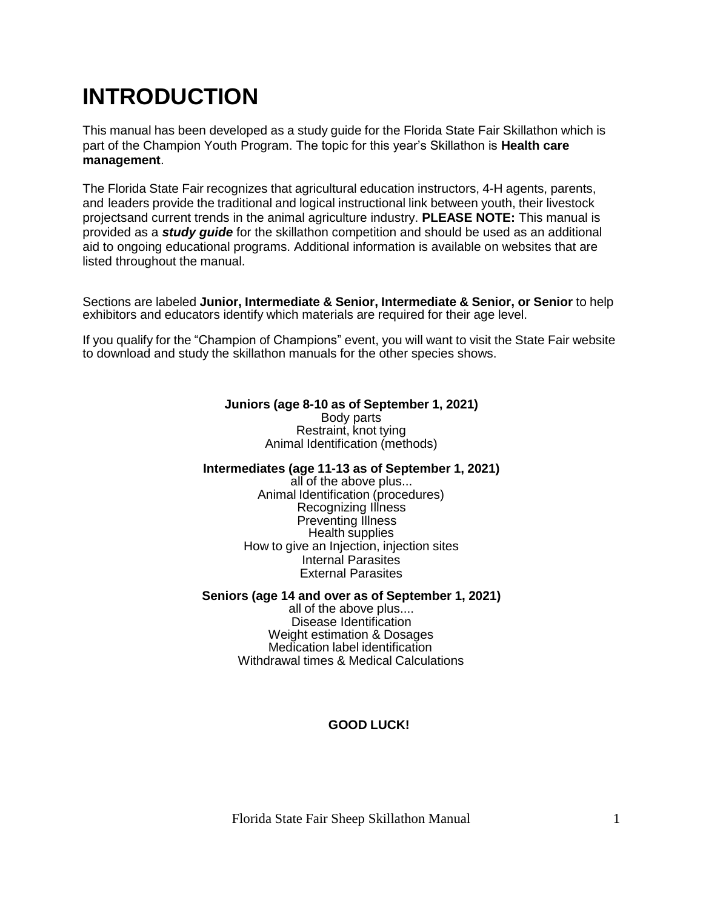# INTRODUCTION

This manual has been developed as a study guide for the Florida State Fair Skillathon which is part of the Champion Youth Program. The topic for this year's Skillathon is **Health care management**.

The Florida State Fair recognizes that agricultural education instructors, 4-H agents, parents, and leaders provide the traditional and logical instructional link between youth, their livestock projectsand current trends in the animal agriculture industry. **PLEASE NOTE:** This manual is provided as a ***study guide*** for the skillathon competition and should be used as an additional aid to ongoing educational programs. Additional information is available on websites that are listed throughout the manual.

Sections are labeled **Junior, Intermediate & Senior, Intermediate & Senior, or Senior** to help exhibitors and educators identify which materials are required for their age level.

If you qualify for the "Champion of Champions" event, you will want to visit the State Fair website to download and study the skillathon manuals for the other species shows.

**Juniors (age 8-10 as of September 1, 2021)**
Body parts
Restraint, knot tying
Animal Identification (methods)

**Intermediates (age 11-13 as of September 1, 2021)**
all of the above plus...
Animal Identification (procedures)
Recognizing Illness
Preventing Illness
Health supplies
How to give an Injection, injection sites
Internal Parasites
External Parasites

**Seniors (age 14 and over as of September 1, 2021)**
all of the above plus....
Disease Identification
Weight estimation & Dosages
Medication label identification
Withdrawal times & Medical Calculations

**GOOD LUCK!**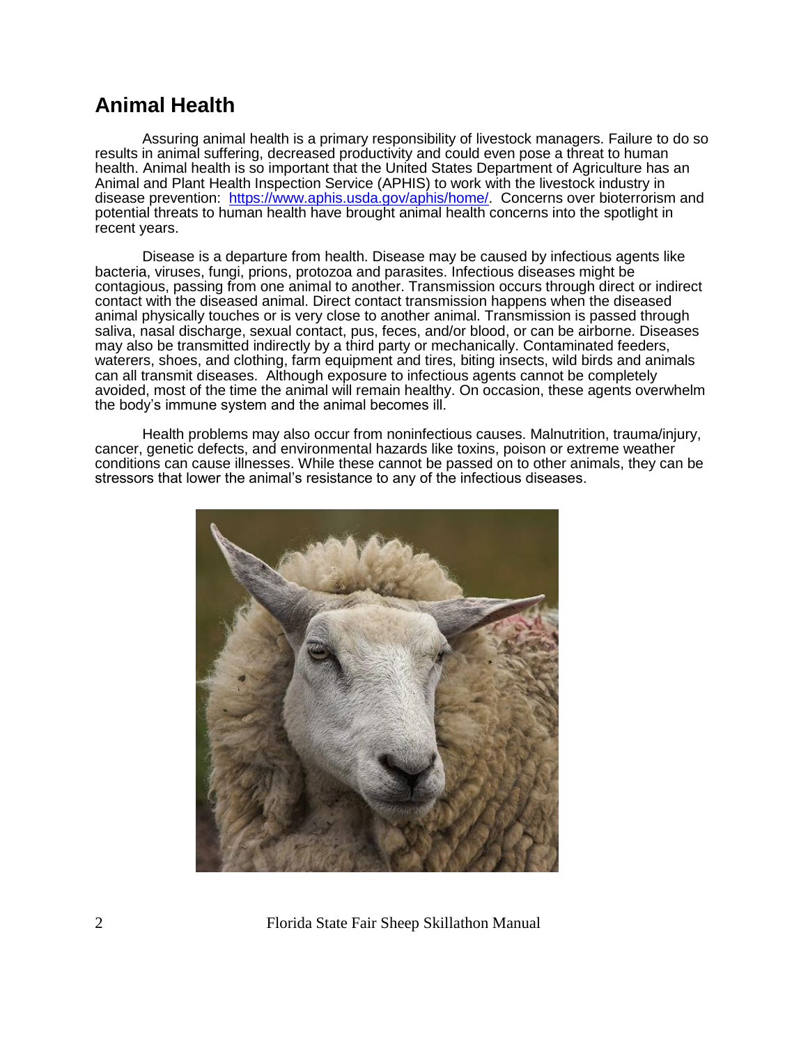## Animal Health

Assuring animal health is a primary responsibility of livestock managers. Failure to do so results in animal suffering, decreased productivity and could even pose a threat to human health. Animal health is so important that the United States Department of Agriculture has an Animal and Plant Health Inspection Service (APHIS) to work with the livestock industry in disease prevention: [https://www.aphis.usda.gov/aphis/home/](https://www.aphis.usda.gov/aphis/home/). Concerns over bioterrorism and potential threats to human health have brought animal health concerns into the spotlight in recent years.

Disease is a departure from health. Disease may be caused by infectious agents like bacteria, viruses, fungi, prions, protozoa and parasites. Infectious diseases might be contagious, passing from one animal to another. Transmission occurs through direct or indirect contact with the diseased animal. Direct contact transmission happens when the diseased animal physically touches or is very close to another animal. Transmission is passed through saliva, nasal discharge, sexual contact, pus, feces, and/or blood, or can be airborne. Diseases may also be transmitted indirectly by a third party or mechanically. Contaminated feeders, waterers, shoes, and clothing, farm equipment and tires, biting insects, wild birds and animals can all transmit diseases. Although exposure to infectious agents cannot be completely avoided, most of the time the animal will remain healthy. On occasion, these agents overwhelm the body's immune system and the animal becomes ill.

Health problems may also occur from noninfectious causes. Malnutrition, trauma/injury, cancer, genetic defects, and environmental hazards like toxins, poison or extreme weather conditions can cause illnesses. While these cannot be passed on to other animals, they can be stressors that lower the animal's resistance to any of the infectious diseases.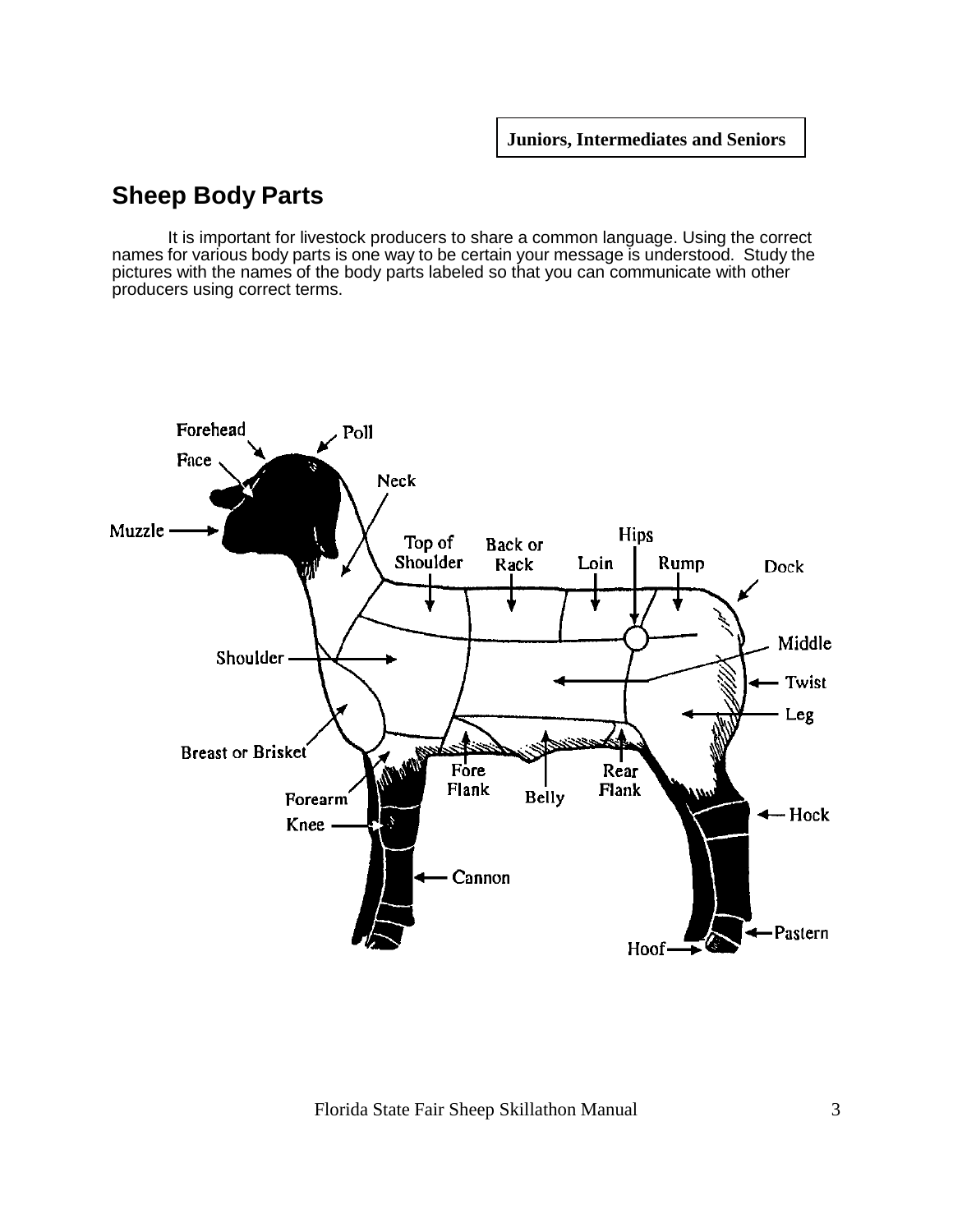**Juniors, Intermediates and Seniors**

## Sheep Body Parts

It is important for livestock producers to share a common language. Using the correct names for various body parts is one way to be certain your message is understood. Study the pictures with the names of the body parts labeled so that you can communicate with other producers using correct terms.

Forehead, Poll, Face, Neck, Muzzle, Top of Shoulder, Back or Rack, Loin, Hips, Rump, Dock, Middle, Twist, Leg, Shoulder, Breast or Brisket, Fore Flank, Belly, Rear Flank, Forearm, Knee, Hock, Cannon, Pastern, Hoof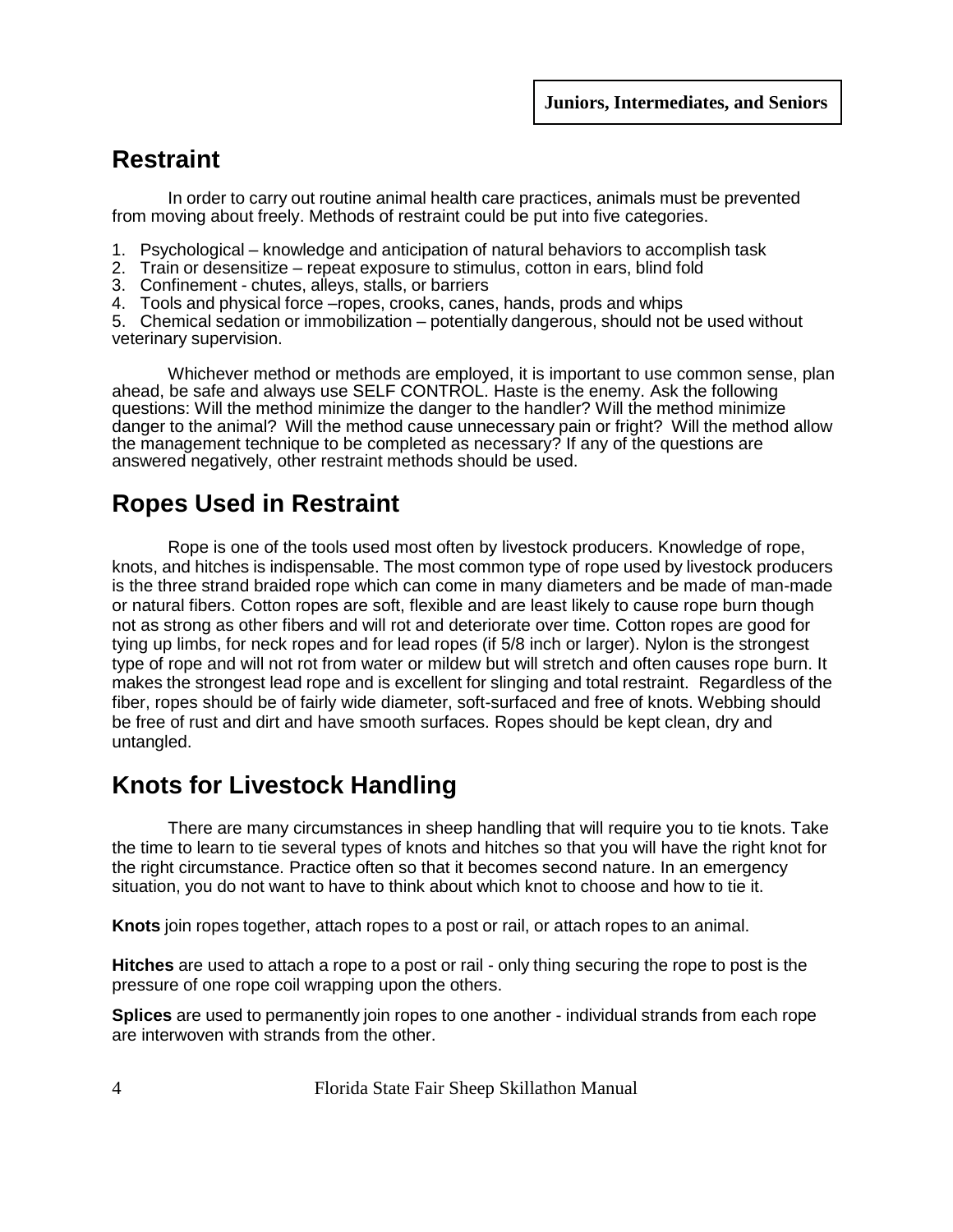**Juniors, Intermediates, and Seniors**

## Restraint

In order to carry out routine animal health care practices, animals must be prevented from moving about freely. Methods of restraint could be put into five categories.

1. Psychological – knowledge and anticipation of natural behaviors to accomplish task
2. Train or desensitize – repeat exposure to stimulus, cotton in ears, blind fold
3. Confinement - chutes, alleys, stalls, or barriers
4. Tools and physical force –ropes, crooks, canes, hands, prods and whips
5. Chemical sedation or immobilization – potentially dangerous, should not be used without veterinary supervision.

Whichever method or methods are employed, it is important to use common sense, plan ahead, be safe and always use SELF CONTROL. Haste is the enemy. Ask the following questions: Will the method minimize the danger to the handler? Will the method minimize danger to the animal? Will the method cause unnecessary pain or fright? Will the method allow the management technique to be completed as necessary? If any of the questions are answered negatively, other restraint methods should be used.

## Ropes Used in Restraint

Rope is one of the tools used most often by livestock producers. Knowledge of rope, knots, and hitches is indispensable. The most common type of rope used by livestock producers is the three strand braided rope which can come in many diameters and be made of man-made or natural fibers. Cotton ropes are soft, flexible and are least likely to cause rope burn though not as strong as other fibers and will rot and deteriorate over time. Cotton ropes are good for tying up limbs, for neck ropes and for lead ropes (if 5/8 inch or larger). Nylon is the strongest type of rope and will not rot from water or mildew but will stretch and often causes rope burn. It makes the strongest lead rope and is excellent for slinging and total restraint. Regardless of the fiber, ropes should be of fairly wide diameter, soft-surfaced and free of knots. Webbing should be free of rust and dirt and have smooth surfaces. Ropes should be kept clean, dry and untangled.

## Knots for Livestock Handling

There are many circumstances in sheep handling that will require you to tie knots. Take the time to learn to tie several types of knots and hitches so that you will have the right knot for the right circumstance. Practice often so that it becomes second nature. In an emergency situation, you do not want to have to think about which knot to choose and how to tie it.

**Knots** join ropes together, attach ropes to a post or rail, or attach ropes to an animal.

**Hitches** are used to attach a rope to a post or rail - only thing securing the rope to post is the pressure of one rope coil wrapping upon the others.

**Splices** are used to permanently join ropes to one another - individual strands from each rope are interwoven with strands from the other.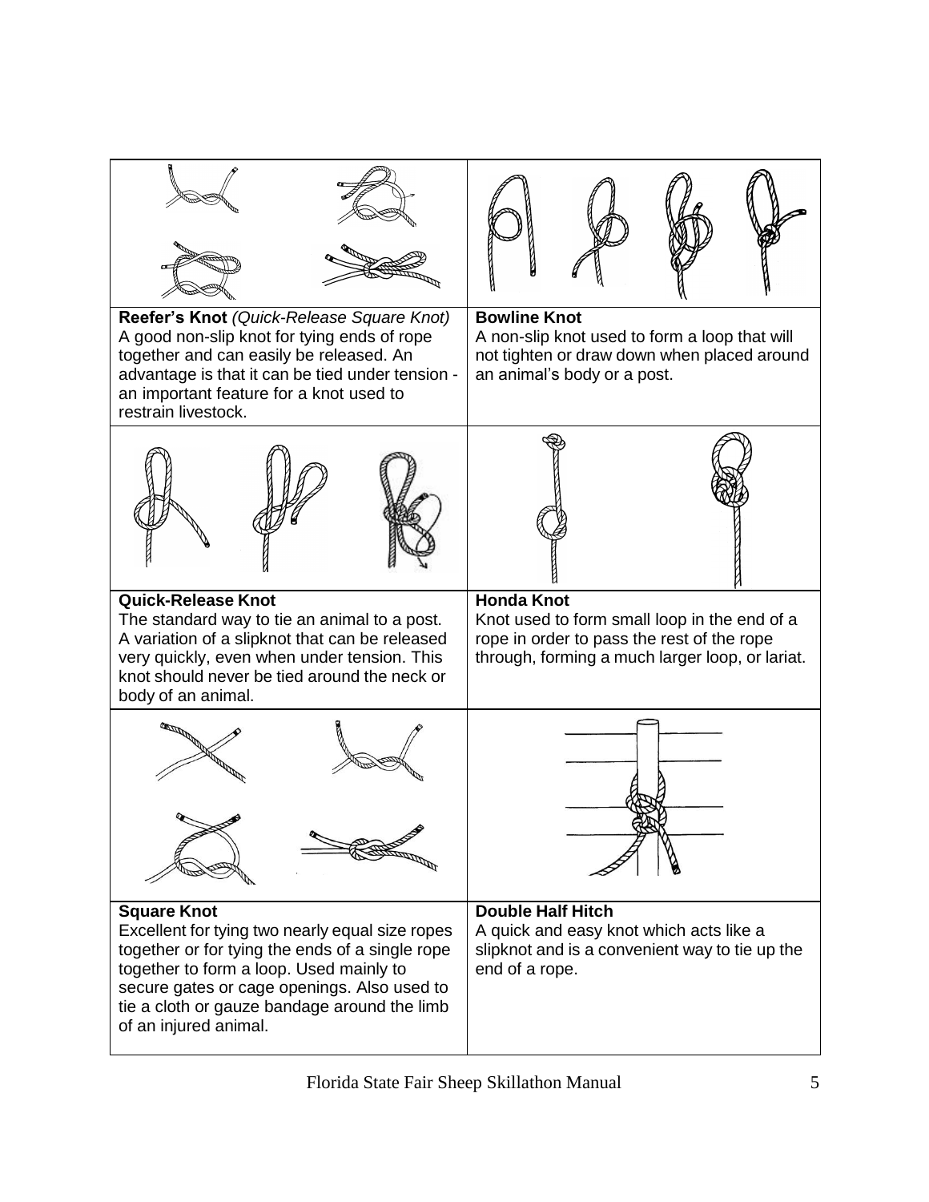**Reefer's Knot** *(Quick-Release Square Knot)*
A good non-slip knot for tying ends of rope together and can easily be released. An advantage is that it can be tied under tension - an important feature for a knot used to restrain livestock.

**Bowline Knot**
A non-slip knot used to form a loop that will not tighten or draw down when placed around an animal's body or a post.

**Quick-Release Knot**
The standard way to tie an animal to a post. A variation of a slipknot that can be released very quickly, even when under tension. This knot should never be tied around the neck or body of an animal.

**Honda Knot**
Knot used to form small loop in the end of a rope in order to pass the rest of the rope through, forming a much larger loop, or lariat.

**Square Knot**
Excellent for tying two nearly equal size ropes together or for tying the ends of a single rope together to form a loop. Used mainly to secure gates or cage openings. Also used to tie a cloth or gauze bandage around the limb of an injured animal.

**Double Half Hitch**
A quick and easy knot which acts like a slipknot and is a convenient way to tie up the end of a rope.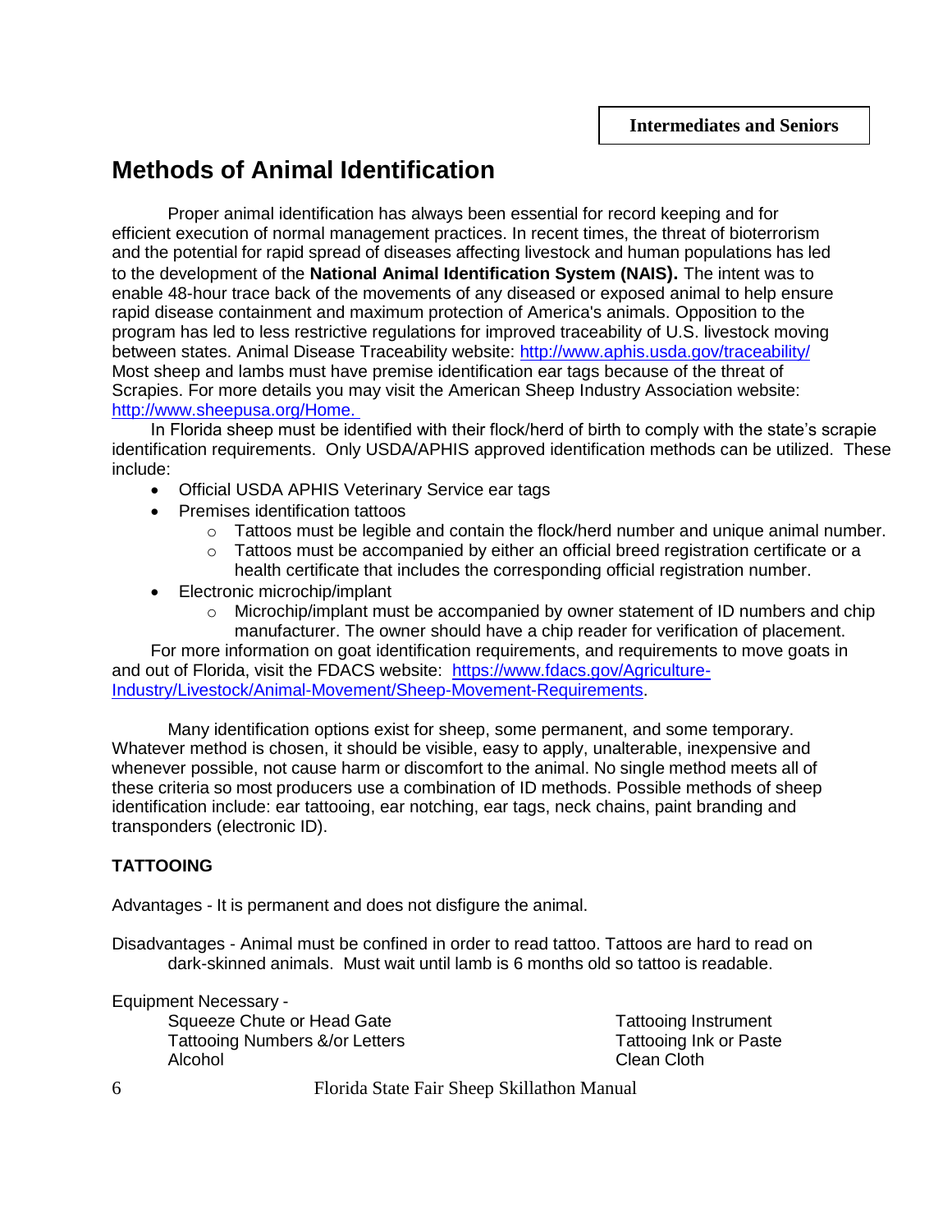**Intermediates and Seniors**

# Methods of Animal Identification

Proper animal identification has always been essential for record keeping and for efficient execution of normal management practices. In recent times, the threat of bioterrorism and the potential for rapid spread of diseases affecting livestock and human populations has led to the development of the **National Animal Identification System (NAIS).** The intent was to enable 48-hour trace back of the movements of any diseased or exposed animal to help ensure rapid disease containment and maximum protection of America's animals. Opposition to the program has led to less restrictive regulations for improved traceability of U.S. livestock moving between states. Animal Disease Traceability website: http://www.aphis.usda.gov/traceability/ Most sheep and lambs must have premise identification ear tags because of the threat of Scrapies. For more details you may visit the American Sheep Industry Association website: http://www.sheepusa.org/Home.

In Florida sheep must be identified with their flock/herd of birth to comply with the state's scrapie identification requirements. Only USDA/APHIS approved identification methods can be utilized. These include:

- Official USDA APHIS Veterinary Service ear tags
- Premises identification tattoos
    - Tattoos must be legible and contain the flock/herd number and unique animal number.
    - Tattoos must be accompanied by either an official breed registration certificate or a health certificate that includes the corresponding official registration number.
- Electronic microchip/implant
    - Microchip/implant must be accompanied by owner statement of ID numbers and chip manufacturer. The owner should have a chip reader for verification of placement.

For more information on goat identification requirements, and requirements to move goats in and out of Florida, visit the FDACS website: https://www.fdacs.gov/Agriculture-Industry/Livestock/Animal-Movement/Sheep-Movement-Requirements.

Many identification options exist for sheep, some permanent, and some temporary. Whatever method is chosen, it should be visible, easy to apply, unalterable, inexpensive and whenever possible, not cause harm or discomfort to the animal. No single method meets all of these criteria so most producers use a combination of ID methods. Possible methods of sheep identification include: ear tattooing, ear notching, ear tags, neck chains, paint branding and transponders (electronic ID).

### TATTOOING

Advantages - It is permanent and does not disfigure the animal.

Disadvantages - Animal must be confined in order to read tattoo. Tattoos are hard to read on dark-skinned animals. Must wait until lamb is 6 months old so tattoo is readable.

Equipment Necessary -

- Squeeze Chute or Head Gate
- Tattooing Numbers &/or Letters
- Alcohol
- Tattooing Instrument
- Tattooing Ink or Paste
- Clean Cloth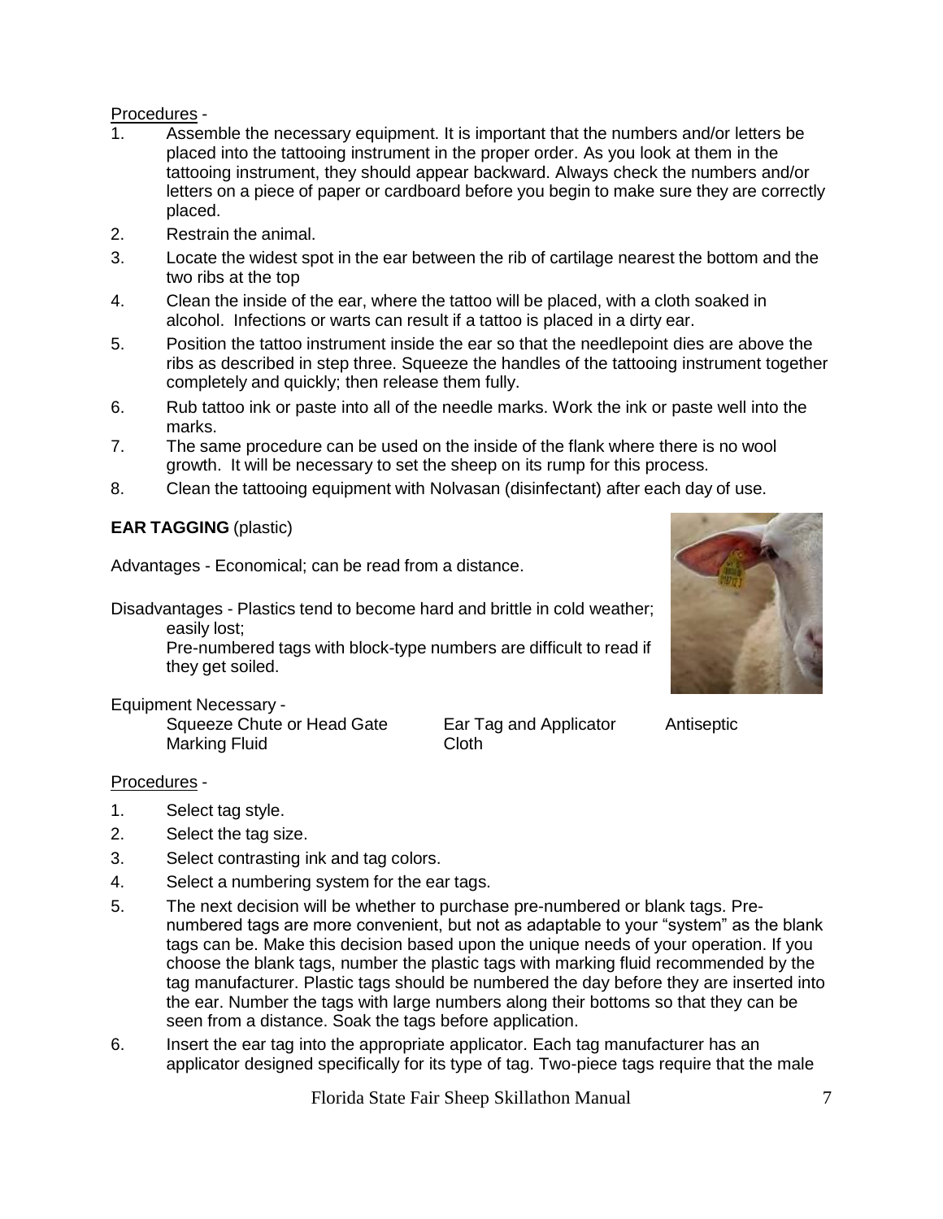Procedures -

1. Assemble the necessary equipment. It is important that the numbers and/or letters be placed into the tattooing instrument in the proper order. As you look at them in the tattooing instrument, they should appear backward. Always check the numbers and/or letters on a piece of paper or cardboard before you begin to make sure they are correctly placed.
2. Restrain the animal.
3. Locate the widest spot in the ear between the rib of cartilage nearest the bottom and the two ribs at the top
4. Clean the inside of the ear, where the tattoo will be placed, with a cloth soaked in alcohol. Infections or warts can result if a tattoo is placed in a dirty ear.
5. Position the tattoo instrument inside the ear so that the needlepoint dies are above the ribs as described in step three. Squeeze the handles of the tattooing instrument together completely and quickly; then release them fully.
6. Rub tattoo ink or paste into all of the needle marks. Work the ink or paste well into the marks.
7. The same procedure can be used on the inside of the flank where there is no wool growth. It will be necessary to set the sheep on its rump for this process.
8. Clean the tattooing equipment with Nolvasan (disinfectant) after each day of use.

**EAR TAGGING** (plastic)

Advantages - Economical; can be read from a distance.

Disadvantages - Plastics tend to become hard and brittle in cold weather; easily lost;
Pre-numbered tags with block-type numbers are difficult to read if they get soiled.

Equipment Necessary -

| | | |
|---|---|---|
| Squeeze Chute or Head Gate | Ear Tag and Applicator | Antiseptic |
| Marking Fluid | Cloth | |

Procedures -

1. Select tag style.
2. Select the tag size.
3. Select contrasting ink and tag colors.
4. Select a numbering system for the ear tags.
5. The next decision will be whether to purchase pre-numbered or blank tags. Pre-numbered tags are more convenient, but not as adaptable to your "system" as the blank tags can be. Make this decision based upon the unique needs of your operation. If you choose the blank tags, number the plastic tags with marking fluid recommended by the tag manufacturer. Plastic tags should be numbered the day before they are inserted into the ear. Number the tags with large numbers along their bottoms so that they can be seen from a distance. Soak the tags before application.
6. Insert the ear tag into the appropriate applicator. Each tag manufacturer has an applicator designed specifically for its type of tag. Two-piece tags require that the male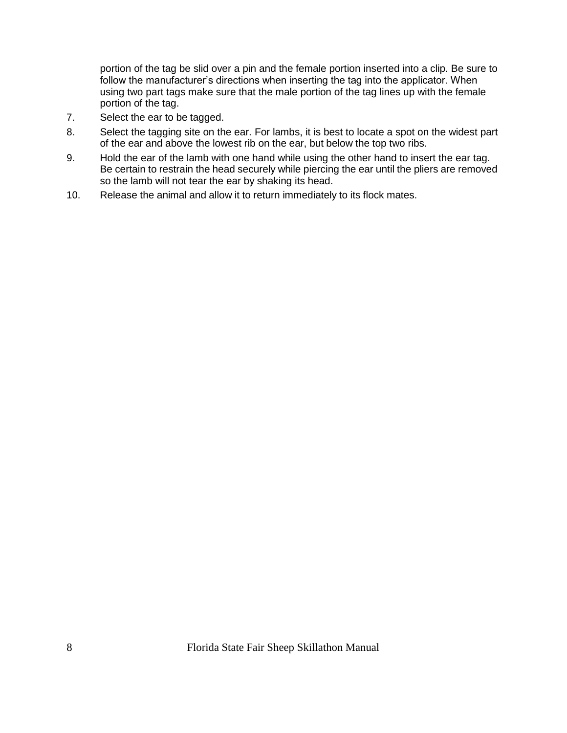portion of the tag be slid over a pin and the female portion inserted into a clip. Be sure to follow the manufacturer's directions when inserting the tag into the applicator. When using two part tags make sure that the male portion of the tag lines up with the female portion of the tag.

7. Select the ear to be tagged.
8. Select the tagging site on the ear. For lambs, it is best to locate a spot on the widest part of the ear and above the lowest rib on the ear, but below the top two ribs.
9. Hold the ear of the lamb with one hand while using the other hand to insert the ear tag. Be certain to restrain the head securely while piercing the ear until the pliers are removed so the lamb will not tear the ear by shaking its head.
10. Release the animal and allow it to return immediately to its flock mates.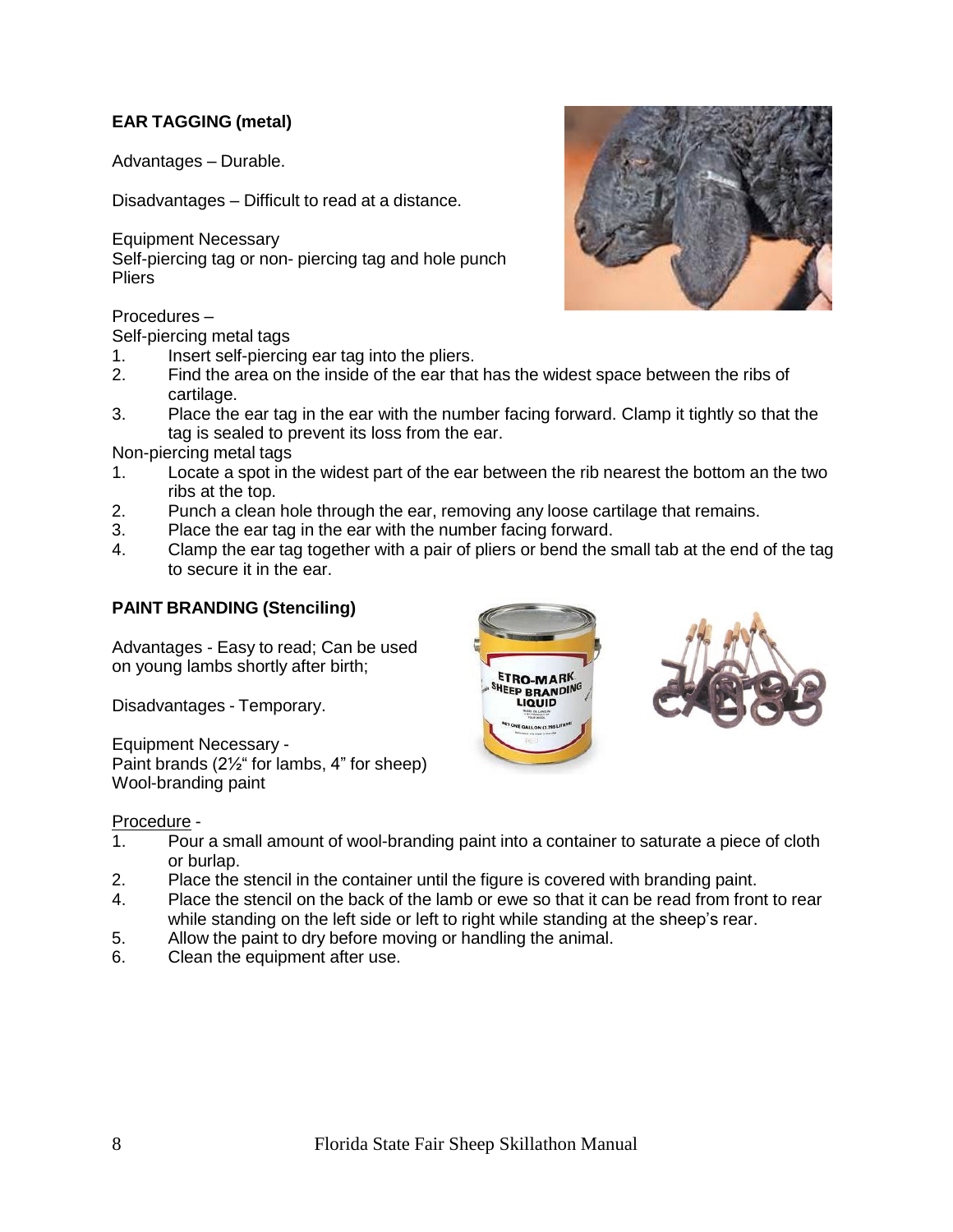**EAR TAGGING (metal)**

Advantages – Durable.

Disadvantages – Difficult to read at a distance.

Equipment Necessary
Self-piercing tag or non- piercing tag and hole punch
Pliers

Procedures –
Self-piercing metal tags

1. Insert self-piercing ear tag into the pliers.
2. Find the area on the inside of the ear that has the widest space between the ribs of cartilage.
3. Place the ear tag in the ear with the number facing forward. Clamp it tightly so that the tag is sealed to prevent its loss from the ear.

Non-piercing metal tags

1. Locate a spot in the widest part of the ear between the rib nearest the bottom an the two ribs at the top.
2. Punch a clean hole through the ear, removing any loose cartilage that remains.
3. Place the ear tag in the ear with the number facing forward.
4. Clamp the ear tag together with a pair of pliers or bend the small tab at the end of the tag to secure it in the ear.

**PAINT BRANDING (Stenciling)**

Advantages - Easy to read; Can be used on young lambs shortly after birth;

Disadvantages - Temporary.

Equipment Necessary -
Paint brands (2½" for lambs, 4" for sheep)
Wool-branding paint

Procedure -

1. Pour a small amount of wool-branding paint into a container to saturate a piece of cloth or burlap.
2. Place the stencil in the container until the figure is covered with branding paint.
4. Place the stencil on the back of the lamb or ewe so that it can be read from front to rear while standing on the left side or left to right while standing at the sheep's rear.
5. Allow the paint to dry before moving or handling the animal.
6. Clean the equipment after use.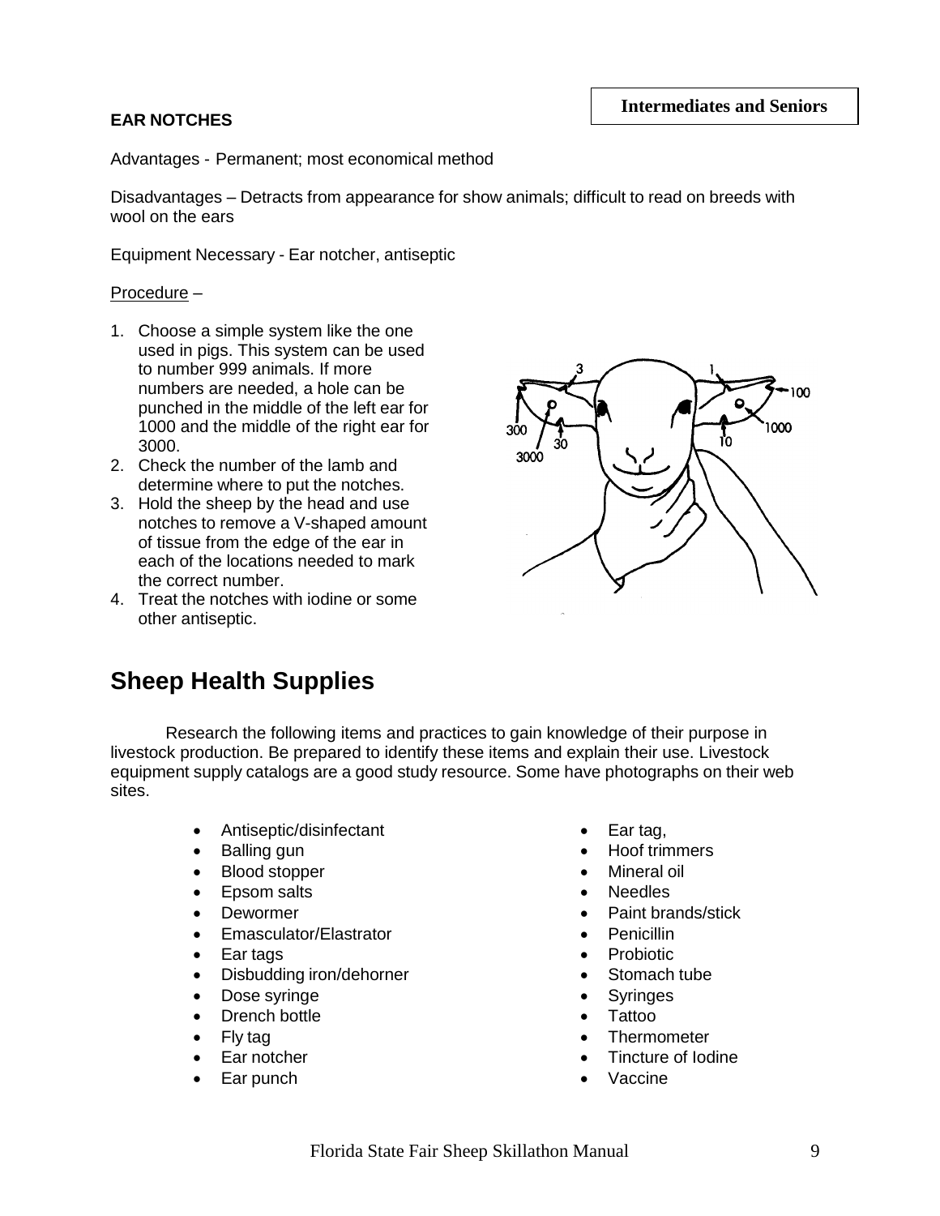**Intermediates and Seniors**

**EAR NOTCHES**

Advantages - Permanent; most economical method

Disadvantages – Detracts from appearance for show animals; difficult to read on breeds with wool on the ears

Equipment Necessary - Ear notcher, antiseptic

<u>Procedure</u> –

1. Choose a simple system like the one used in pigs. This system can be used to number 999 animals. If more numbers are needed, a hole can be punched in the middle of the left ear for 1000 and the middle of the right ear for 3000.
2. Check the number of the lamb and determine where to put the notches.
3. Hold the sheep by the head and use notches to remove a V-shaped amount of tissue from the edge of the ear in each of the locations needed to mark the correct number.
4. Treat the notches with iodine or some other antiseptic.

## Sheep Health Supplies

Research the following items and practices to gain knowledge of their purpose in livestock production. Be prepared to identify these items and explain their use. Livestock equipment supply catalogs are a good study resource. Some have photographs on their web sites.

- Antiseptic/disinfectant
- Balling gun
- Blood stopper
- Epsom salts
- Dewormer
- Emasculator/Elastrator
- Ear tags
- Disbudding iron/dehorner
- Dose syringe
- Drench bottle
- Fly tag
- Ear notcher
- Ear punch
- Ear tag,
- Hoof trimmers
- Mineral oil
- Needles
- Paint brands/stick
- Penicillin
- Probiotic
- Stomach tube
- Syringes
- Tattoo
- Thermometer
- Tincture of Iodine
- Vaccine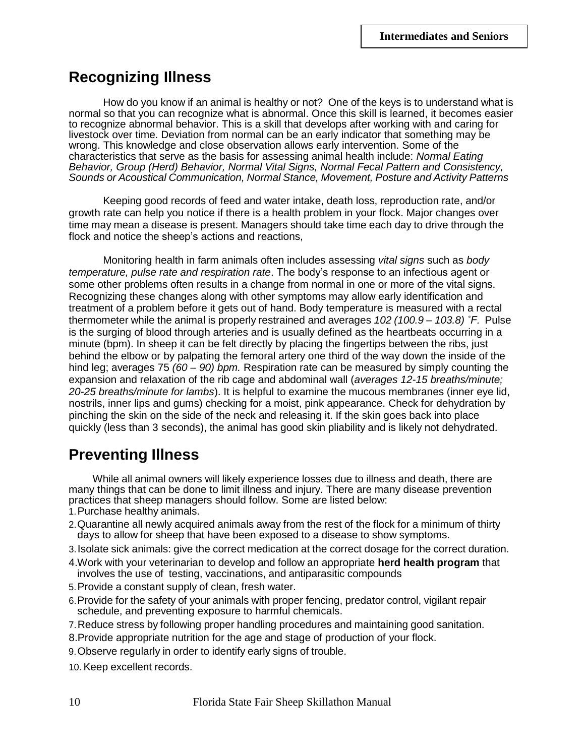## Recognizing Illness

How do you know if an animal is healthy or not? One of the keys is to understand what is normal so that you can recognize what is abnormal. Once this skill is learned, it becomes easier to recognize abnormal behavior. This is a skill that develops after working with and caring for livestock over time. Deviation from normal can be an early indicator that something may be wrong. This knowledge and close observation allows early intervention. Some of the characteristics that serve as the basis for assessing animal health include: *Normal Eating Behavior, Group (Herd) Behavior, Normal Vital Signs, Normal Fecal Pattern and Consistency, Sounds or Acoustical Communication, Normal Stance, Movement, Posture and Activity Patterns*

Keeping good records of feed and water intake, death loss, reproduction rate, and/or growth rate can help you notice if there is a health problem in your flock. Major changes over time may mean a disease is present. Managers should take time each day to drive through the flock and notice the sheep's actions and reactions,

Monitoring health in farm animals often includes assessing *vital signs* such as *body temperature, pulse rate and respiration rate*. The body's response to an infectious agent or some other problems often results in a change from normal in one or more of the vital signs. Recognizing these changes along with other symptoms may allow early identification and treatment of a problem before it gets out of hand. Body temperature is measured with a rectal thermometer while the animal is properly restrained and averages *102 (100.9 – 103.8) ˚F.* Pulse is the surging of blood through arteries and is usually defined as the heartbeats occurring in a minute (bpm). In sheep it can be felt directly by placing the fingertips between the ribs, just behind the elbow or by palpating the femoral artery one third of the way down the inside of the hind leg; averages 75 *(60 – 90) bpm.* Respiration rate can be measured by simply counting the expansion and relaxation of the rib cage and abdominal wall (*averages 12-15 breaths/minute; 20-25 breaths/minute for lambs*). It is helpful to examine the mucous membranes (inner eye lid, nostrils, inner lips and gums) checking for a moist, pink appearance. Check for dehydration by pinching the skin on the side of the neck and releasing it. If the skin goes back into place quickly (less than 3 seconds), the animal has good skin pliability and is likely not dehydrated.

## Preventing Illness

While all animal owners will likely experience losses due to illness and death, there are many things that can be done to limit illness and injury. There are many disease prevention practices that sheep managers should follow. Some are listed below:

1. Purchase healthy animals.
2. Quarantine all newly acquired animals away from the rest of the flock for a minimum of thirty days to allow for sheep that have been exposed to a disease to show symptoms.
3. Isolate sick animals: give the correct medication at the correct dosage for the correct duration.
4. Work with your veterinarian to develop and follow an appropriate **herd health program** that involves the use of testing, vaccinations, and antiparasitic compounds
5. Provide a constant supply of clean, fresh water.
6. Provide for the safety of your animals with proper fencing, predator control, vigilant repair schedule, and preventing exposure to harmful chemicals.
7. Reduce stress by following proper handling procedures and maintaining good sanitation.
8. Provide appropriate nutrition for the age and stage of production of your flock.
9. Observe regularly in order to identify early signs of trouble.
10. Keep excellent records.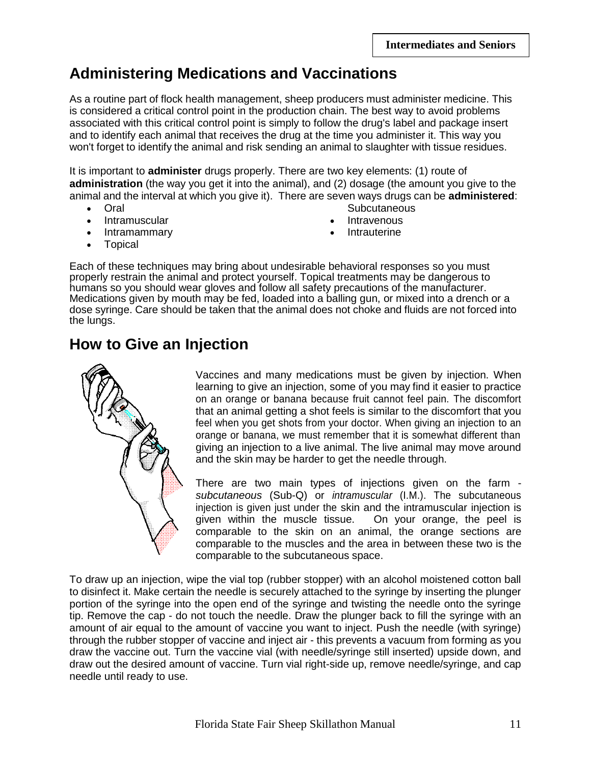## Administering Medications and Vaccinations

As a routine part of flock health management, sheep producers must administer medicine. This is considered a critical control point in the production chain. The best way to avoid problems associated with this critical control point is simply to follow the drug's label and package insert and to identify each animal that receives the drug at the time you administer it. This way you won't forget to identify the animal and risk sending an animal to slaughter with tissue residues.

It is important to **administer** drugs properly. There are two key elements: (1) route of **administration** (the way you get it into the animal), and (2) dosage (the amount you give to the animal and the interval at which you give it). There are seven ways drugs can be **administered**:

- Oral
- Intramuscular
- Intramammary
- Topical
- Subcutaneous
- Intravenous
- Intrauterine

Each of these techniques may bring about undesirable behavioral responses so you must properly restrain the animal and protect yourself. Topical treatments may be dangerous to humans so you should wear gloves and follow all safety precautions of the manufacturer. Medications given by mouth may be fed, loaded into a balling gun, or mixed into a drench or a dose syringe. Care should be taken that the animal does not choke and fluids are not forced into the lungs.

## How to Give an Injection

Vaccines and many medications must be given by injection. When learning to give an injection, some of you may find it easier to practice on an orange or banana because fruit cannot feel pain. The discomfort that an animal getting a shot feels is similar to the discomfort that you feel when you get shots from your doctor. When giving an injection to an orange or banana, we must remember that it is somewhat different than giving an injection to a live animal. The live animal may move around and the skin may be harder to get the needle through.

There are two main types of injections given on the farm - *subcutaneous* (Sub-Q) or *intramuscular* (I.M.). The subcutaneous injection is given just under the skin and the intramuscular injection is given within the muscle tissue. On your orange, the peel is comparable to the skin on an animal, the orange sections are comparable to the muscles and the area in between these two is the comparable to the subcutaneous space.

To draw up an injection, wipe the vial top (rubber stopper) with an alcohol moistened cotton ball to disinfect it. Make certain the needle is securely attached to the syringe by inserting the plunger portion of the syringe into the open end of the syringe and twisting the needle onto the syringe tip. Remove the cap - do not touch the needle. Draw the plunger back to fill the syringe with an amount of air equal to the amount of vaccine you want to inject. Push the needle (with syringe) through the rubber stopper of vaccine and inject air - this prevents a vacuum from forming as you draw the vaccine out. Turn the vaccine vial (with needle/syringe still inserted) upside down, and draw out the desired amount of vaccine. Turn vial right-side up, remove needle/syringe, and cap needle until ready to use.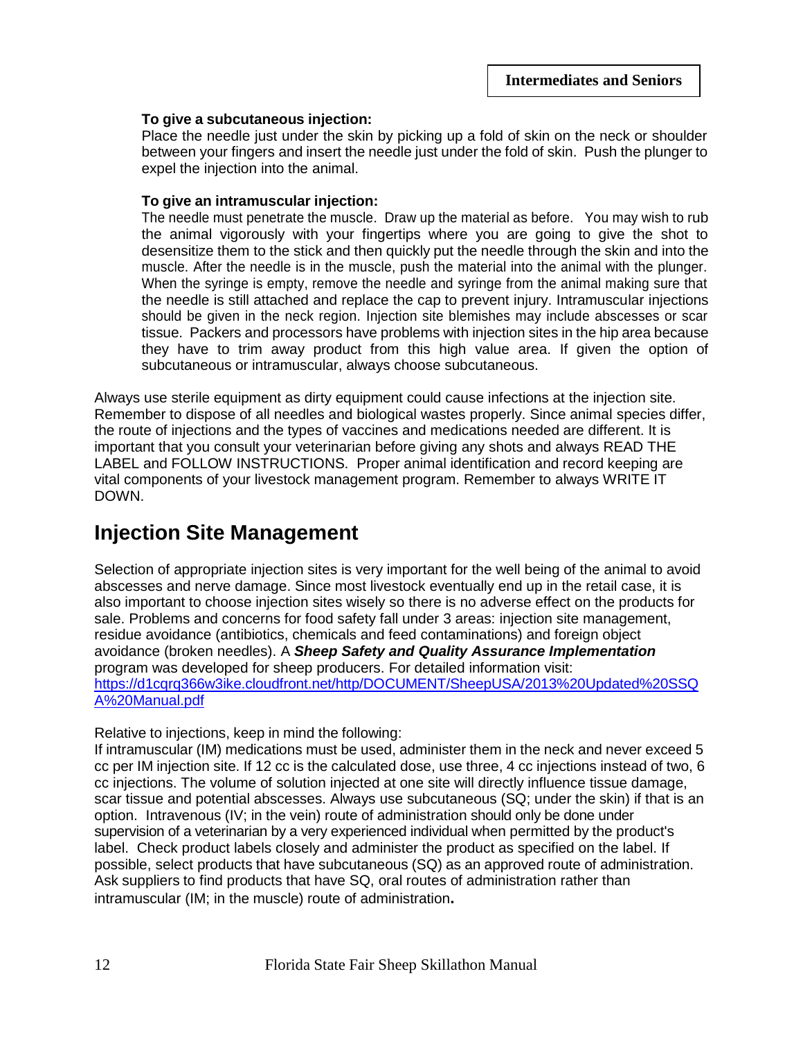**To give a subcutaneous injection:**

Place the needle just under the skin by picking up a fold of skin on the neck or shoulder between your fingers and insert the needle just under the fold of skin. Push the plunger to expel the injection into the animal.

**To give an intramuscular injection:**

The needle must penetrate the muscle. Draw up the material as before. You may wish to rub the animal vigorously with your fingertips where you are going to give the shot to desensitize them to the stick and then quickly put the needle through the skin and into the muscle. After the needle is in the muscle, push the material into the animal with the plunger. When the syringe is empty, remove the needle and syringe from the animal making sure that the needle is still attached and replace the cap to prevent injury. Intramuscular injections should be given in the neck region. Injection site blemishes may include abscesses or scar tissue. Packers and processors have problems with injection sites in the hip area because they have to trim away product from this high value area. If given the option of subcutaneous or intramuscular, always choose subcutaneous.

Always use sterile equipment as dirty equipment could cause infections at the injection site. Remember to dispose of all needles and biological wastes properly. Since animal species differ, the route of injections and the types of vaccines and medications needed are different. It is important that you consult your veterinarian before giving any shots and always READ THE LABEL and FOLLOW INSTRUCTIONS. Proper animal identification and record keeping are vital components of your livestock management program. Remember to always WRITE IT DOWN.

## Injection Site Management

Selection of appropriate injection sites is very important for the well being of the animal to avoid abscesses and nerve damage. Since most livestock eventually end up in the retail case, it is also important to choose injection sites wisely so there is no adverse effect on the products for sale. Problems and concerns for food safety fall under 3 areas: injection site management, residue avoidance (antibiotics, chemicals and feed contaminations) and foreign object avoidance (broken needles). A ***Sheep Safety and Quality Assurance Implementation*** program was developed for sheep producers. For detailed information visit: https://d1cqrq366w3ike.cloudfront.net/http/DOCUMENT/SheepUSA/2013%20Updated%20SSQA%20Manual.pdf

Relative to injections, keep in mind the following:

If intramuscular (IM) medications must be used, administer them in the neck and never exceed 5 cc per IM injection site. If 12 cc is the calculated dose, use three, 4 cc injections instead of two, 6 cc injections. The volume of solution injected at one site will directly influence tissue damage, scar tissue and potential abscesses. Always use subcutaneous (SQ; under the skin) if that is an option. Intravenous (IV; in the vein) route of administration should only be done under supervision of a veterinarian by a very experienced individual when permitted by the product's label. Check product labels closely and administer the product as specified on the label. If possible, select products that have subcutaneous (SQ) as an approved route of administration. Ask suppliers to find products that have SQ, oral routes of administration rather than intramuscular (IM; in the muscle) route of administration.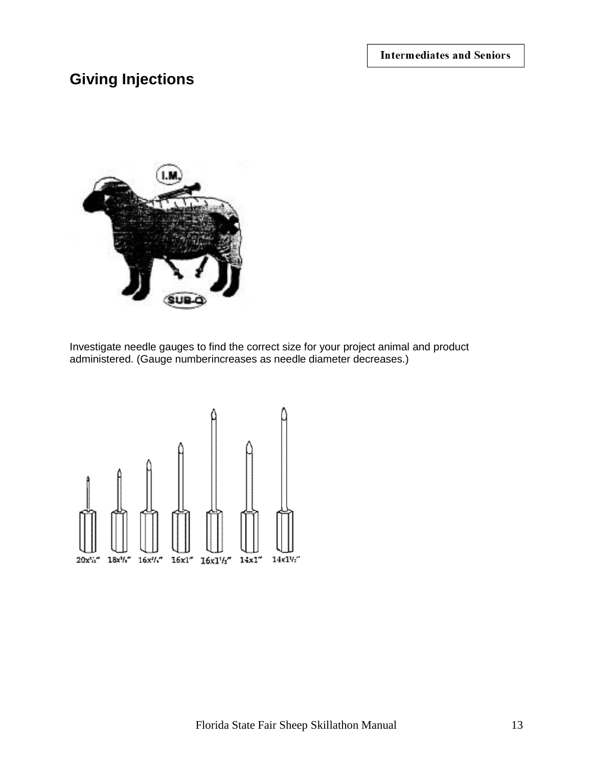# Giving Injections

Investigate needle gauges to find the correct size for your project animal and product administered. (Gauge numberincreases as needle diameter decreases.)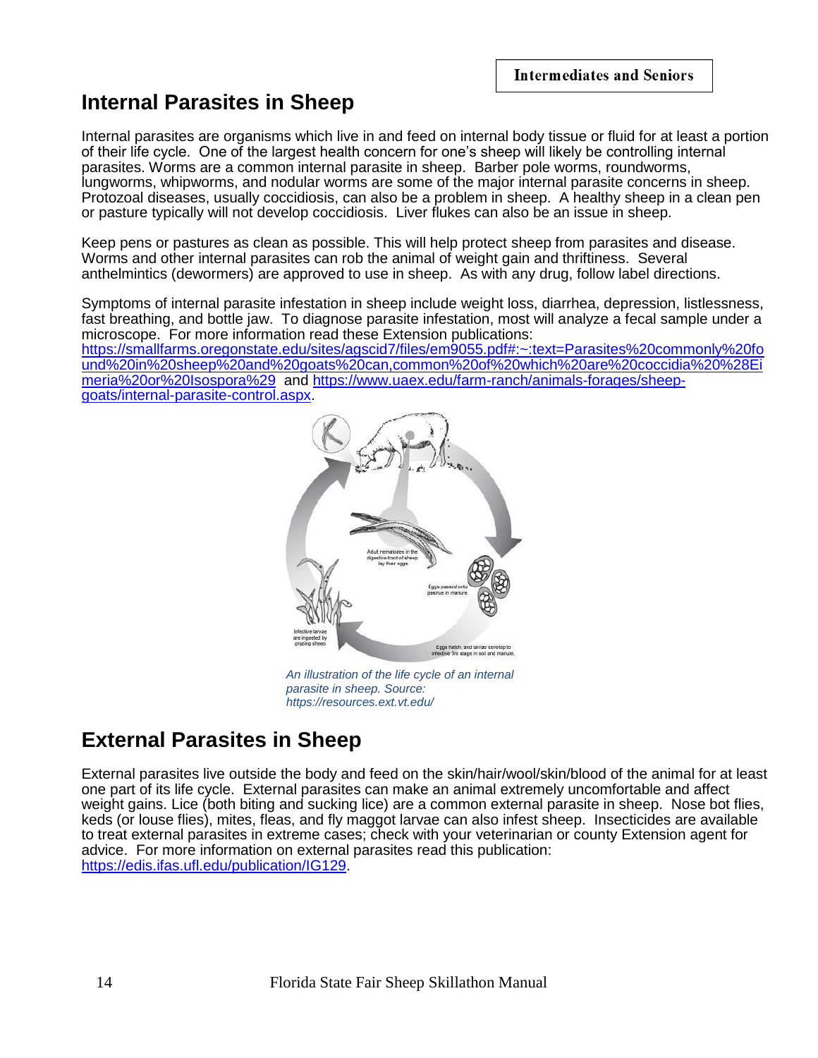Intermediates and Seniors

## Internal Parasites in Sheep

Internal parasites are organisms which live in and feed on internal body tissue or fluid for at least a portion of their life cycle. One of the largest health concern for one's sheep will likely be controlling internal parasites. Worms are a common internal parasite in sheep. Barber pole worms, roundworms, lungworms, whipworms, and nodular worms are some of the major internal parasite concerns in sheep. Protozoal diseases, usually coccidiosis, can also be a problem in sheep. A healthy sheep in a clean pen or pasture typically will not develop coccidiosis. Liver flukes can also be an issue in sheep.

Keep pens or pastures as clean as possible. This will help protect sheep from parasites and disease. Worms and other internal parasites can rob the animal of weight gain and thriftiness. Several anthelmintics (dewormers) are approved to use in sheep. As with any drug, follow label directions.

Symptoms of internal parasite infestation in sheep include weight loss, diarrhea, depression, listlessness, fast breathing, and bottle jaw. To diagnose parasite infestation, most will analyze a fecal sample under a microscope. For more information read these Extension publications: https://smallfarms.oregonstate.edu/sites/agscid7/files/em9055.pdf#:~:text=Parasites%20commonly%20found%20in%20sheep%20and%20goats%20can,common%20of%20which%20are%20coccidia%20%28Eimeria%20or%20Isospora%29 and https://www.uaex.edu/farm-ranch/animals-forages/sheep-goats/internal-parasite-control.aspx.

*An illustration of the life cycle of an internal parasite in sheep. Source: https://resources.ext.vt.edu/*

## External Parasites in Sheep

External parasites live outside the body and feed on the skin/hair/wool/skin/blood of the animal for at least one part of its life cycle. External parasites can make an animal extremely uncomfortable and affect weight gains. Lice (both biting and sucking lice) are a common external parasite in sheep. Nose bot flies, keds (or louse flies), mites, fleas, and fly maggot larvae can also infest sheep. Insecticides are available to treat external parasites in extreme cases; check with your veterinarian or county Extension agent for advice. For more information on external parasites read this publication: https://edis.ifas.ufl.edu/publication/IG129.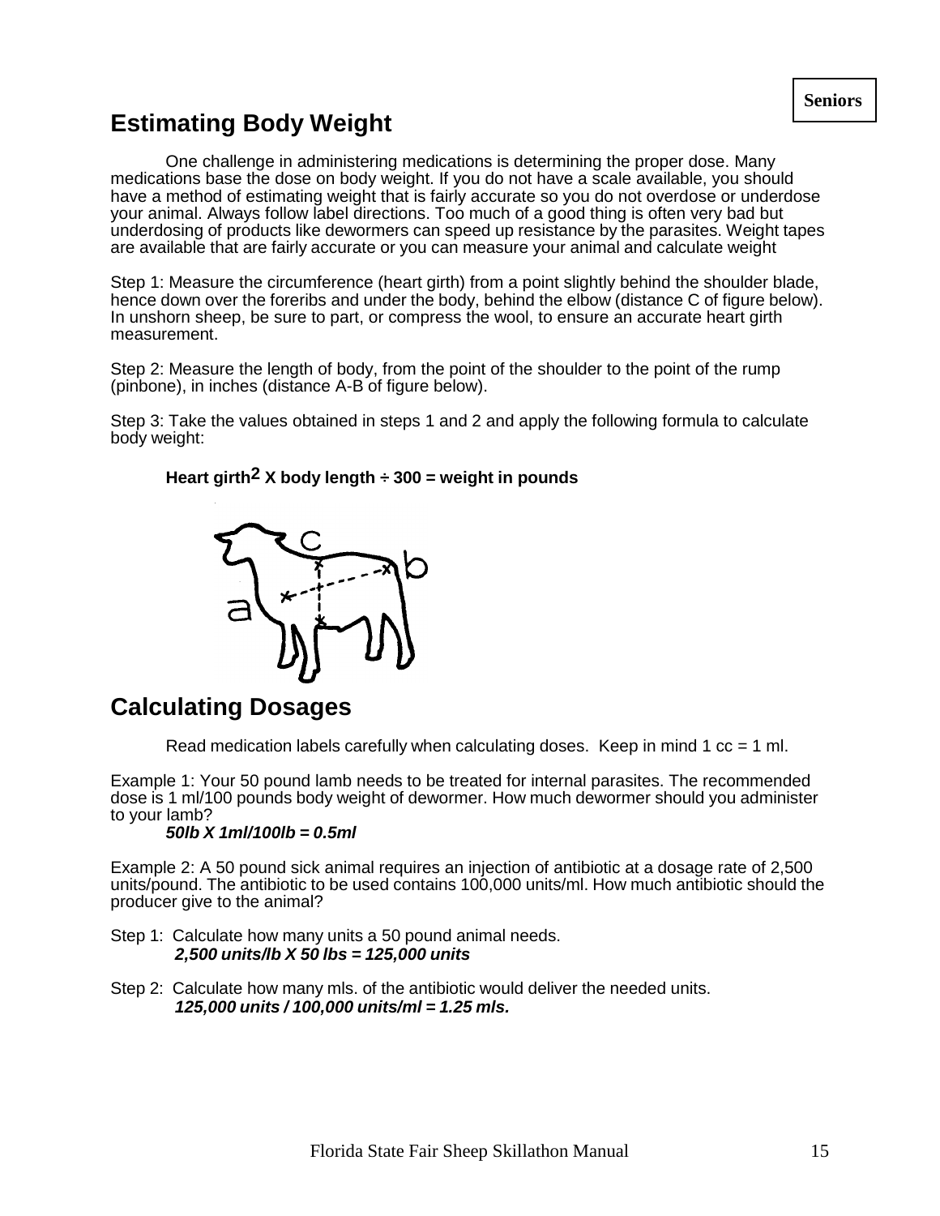Seniors

## Estimating Body Weight

One challenge in administering medications is determining the proper dose. Many medications base the dose on body weight. If you do not have a scale available, you should have a method of estimating weight that is fairly accurate so you do not overdose or underdose your animal. Always follow label directions. Too much of a good thing is often very bad but underdosing of products like dewormers can speed up resistance by the parasites. Weight tapes are available that are fairly accurate or you can measure your animal and calculate weight

Step 1: Measure the circumference (heart girth) from a point slightly behind the shoulder blade, hence down over the foreribs and under the body, behind the elbow (distance C of figure below). In unshorn sheep, be sure to part, or compress the wool, to ensure an accurate heart girth measurement.

Step 2: Measure the length of body, from the point of the shoulder to the point of the rump (pinbone), in inches (distance A-B of figure below).

Step 3: Take the values obtained in steps 1 and 2 and apply the following formula to calculate body weight:

**Heart girth$^2$ X body length ÷ 300 = weight in pounds**

## Calculating Dosages

Read medication labels carefully when calculating doses. Keep in mind 1 cc = 1 ml.

Example 1: Your 50 pound lamb needs to be treated for internal parasites. The recommended dose is 1 ml/100 pounds body weight of dewormer. How much dewormer should you administer to your lamb?

***50lb X 1ml/100lb = 0.5ml***

Example 2: A 50 pound sick animal requires an injection of antibiotic at a dosage rate of 2,500 units/pound. The antibiotic to be used contains 100,000 units/ml. How much antibiotic should the producer give to the animal?

Step 1: Calculate how many units a 50 pound animal needs.

***2,500 units/lb X 50 lbs = 125,000 units***

Step 2: Calculate how many mls. of the antibiotic would deliver the needed units.

***125,000 units / 100,000 units/ml = 1.25 mls.***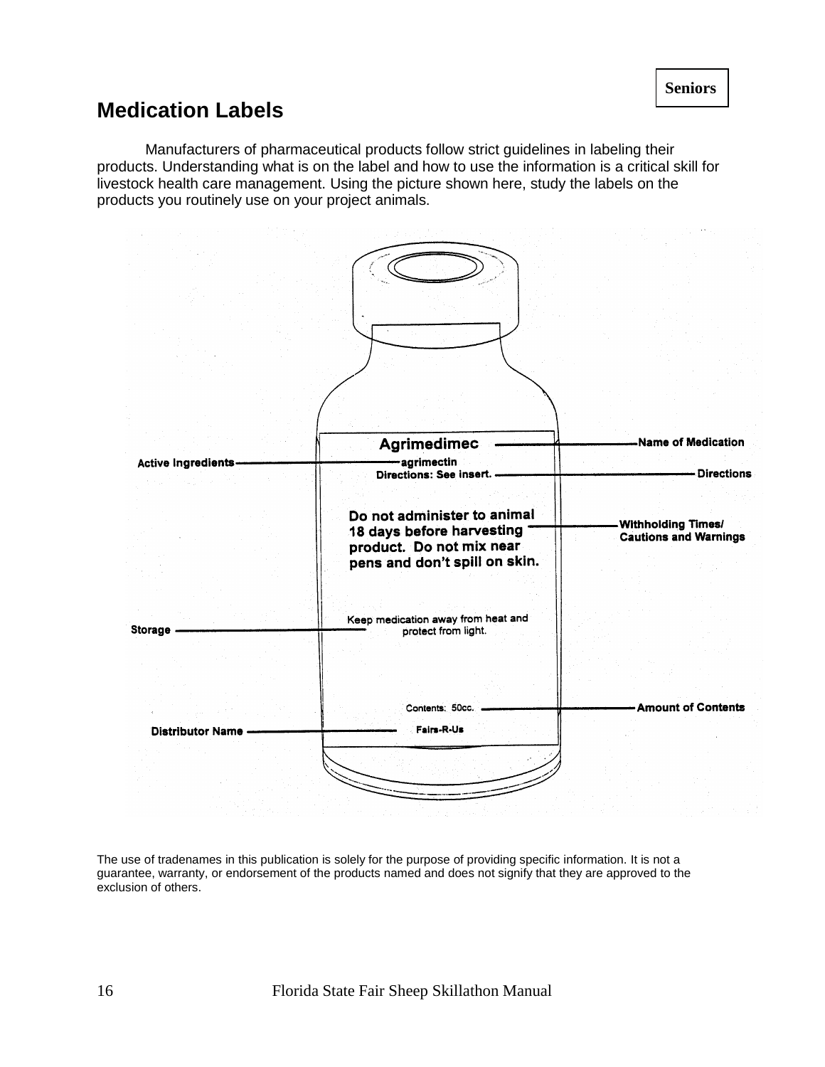Seniors

## Medication Labels

Manufacturers of pharmaceutical products follow strict guidelines in labeling their products. Understanding what is on the label and how to use the information is a critical skill for livestock health care management. Using the picture shown here, study the labels on the products you routinely use on your project animals.

Agrimedimec — Name of Medication

Active Ingredients — agrimectin

Directions: See insert. — Directions

Do not administer to animal 18 days before harvesting product. Do not mix near pens and don't spill on skin. — Withholding Times/ Cautions and Warnings

Storage — Keep medication away from heat and protect from light.

Contents: 50cc. — Amount of Contents

Distributor Name — Fairs-R-Us

The use of tradenames in this publication is solely for the purpose of providing specific information. It is not a guarantee, warranty, or endorsement of the products named and does not signify that they are approved to the exclusion of others.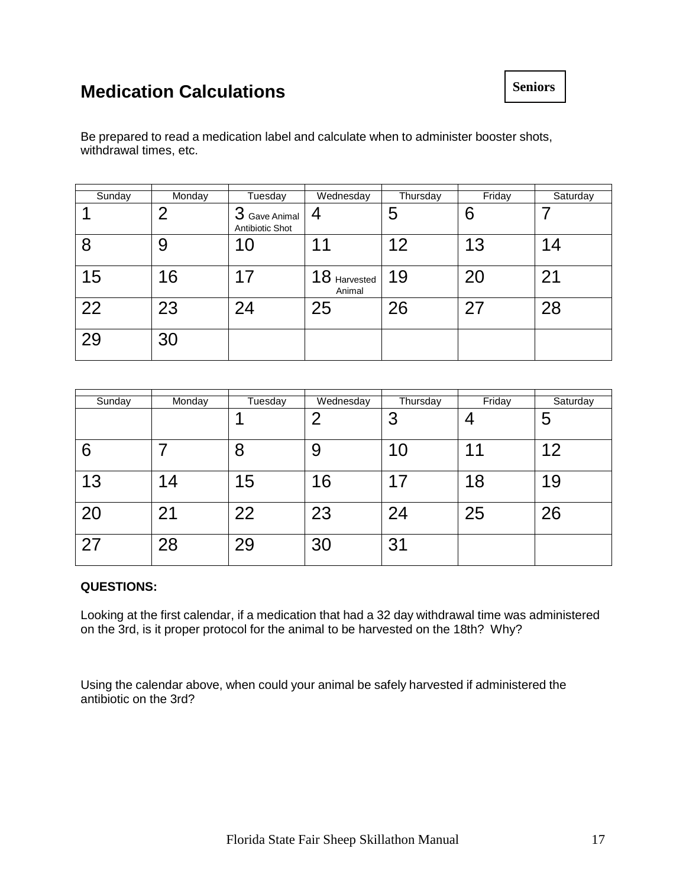## Medication Calculations

**Seniors**

Be prepared to read a medication label and calculate when to administer booster shots, withdrawal times, etc.

| Sunday | Monday | Tuesday | Wednesday | Thursday | Friday | Saturday |
|---|---|---|---|---|---|---|
| 1 | 2 | 3 Gave Animal Antibiotic Shot | 4 | 5 | 6 | 7 |
| 8 | 9 | 10 | 11 | 12 | 13 | 14 |
| 15 | 16 | 17 | 18 Harvested Animal | 19 | 20 | 21 |
| 22 | 23 | 24 | 25 | 26 | 27 | 28 |
| 29 | 30 | | | | | |

| Sunday | Monday | Tuesday | Wednesday | Thursday | Friday | Saturday |
|---|---|---|---|---|---|---|
| | | 1 | 2 | 3 | 4 | 5 |
| 6 | 7 | 8 | 9 | 10 | 11 | 12 |
| 13 | 14 | 15 | 16 | 17 | 18 | 19 |
| 20 | 21 | 22 | 23 | 24 | 25 | 26 |
| 27 | 28 | 29 | 30 | 31 | | |

**QUESTIONS:**

Looking at the first calendar, if a medication that had a 32 day withdrawal time was administered on the 3rd, is it proper protocol for the animal to be harvested on the 18th? Why?

Using the calendar above, when could your animal be safely harvested if administered the antibiotic on the 3rd?

Florida State Fair Sheep Skillathon Manual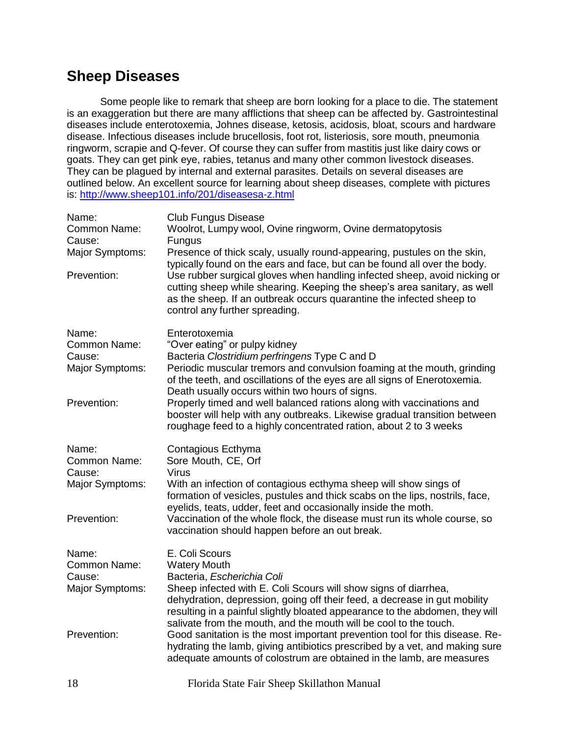## Sheep Diseases

Some people like to remark that sheep are born looking for a place to die. The statement is an exaggeration but there are many afflictions that sheep can be affected by. Gastrointestinal diseases include enterotoxemia, Johnes disease, ketosis, acidosis, bloat, scours and hardware disease. Infectious diseases include brucellosis, foot rot, listeriosis, sore mouth, pneumonia ringworm, scrapie and Q-fever. Of course they can suffer from mastitis just like dairy cows or goats. They can get pink eye, rabies, tetanus and many other common livestock diseases. They can be plagued by internal and external parasites. Details on several diseases are outlined below. An excellent source for learning about sheep diseases, complete with pictures is: http://www.sheep101.info/201/diseasesa-z.html

| | |
|---|---|
| Name: | Club Fungus Disease |
| Common Name: | Woolrot, Lumpy wool, Ovine ringworm, Ovine dermatopytosis |
| Cause: | Fungus |
| Major Symptoms: | Presence of thick scaly, usually round-appearing, pustules on the skin, typically found on the ears and face, but can be found all over the body. |
| Prevention: | Use rubber surgical gloves when handling infected sheep, avoid nicking or cutting sheep while shearing. Keeping the sheep's area sanitary, as well as the sheep. If an outbreak occurs quarantine the infected sheep to control any further spreading. |

| | |
|---|---|
| Name: | Enterotoxemia |
| Common Name: | "Over eating" or pulpy kidney |
| Cause: | Bacteria *Clostridium perfringens* Type C and D |
| Major Symptoms: | Periodic muscular tremors and convulsion foaming at the mouth, grinding of the teeth, and oscillations of the eyes are all signs of Enerotoxemia. Death usually occurs within two hours of signs. |
| Prevention: | Properly timed and well balanced rations along with vaccinations and booster will help with any outbreaks. Likewise gradual transition between roughage feed to a highly concentrated ration, about 2 to 3 weeks |

| | |
|---|---|
| Name: | Contagious Ecthyma |
| Common Name: | Sore Mouth, CE, Orf |
| Cause: | Virus |
| Major Symptoms: | With an infection of contagious ecthyma sheep will show sings of formation of vesicles, pustules and thick scabs on the lips, nostrils, face, eyelids, teats, udder, feet and occasionally inside the moth. |
| Prevention: | Vaccination of the whole flock, the disease must run its whole course, so vaccination should happen before an out break. |

| | |
|---|---|
| Name: | E. Coli Scours |
| Common Name: | Watery Mouth |
| Cause: | Bacteria, *Escherichia Coli* |
| Major Symptoms: | Sheep infected with E. Coli Scours will show signs of diarrhea, dehydration, depression, going off their feed, a decrease in gut mobility resulting in a painful slightly bloated appearance to the abdomen, they will salivate from the mouth, and the mouth will be cool to the touch. |
| Prevention: | Good sanitation is the most important prevention tool for this disease. Re-hydrating the lamb, giving antibiotics prescribed by a vet, and making sure adequate amounts of colostrum are obtained in the lamb, are measures |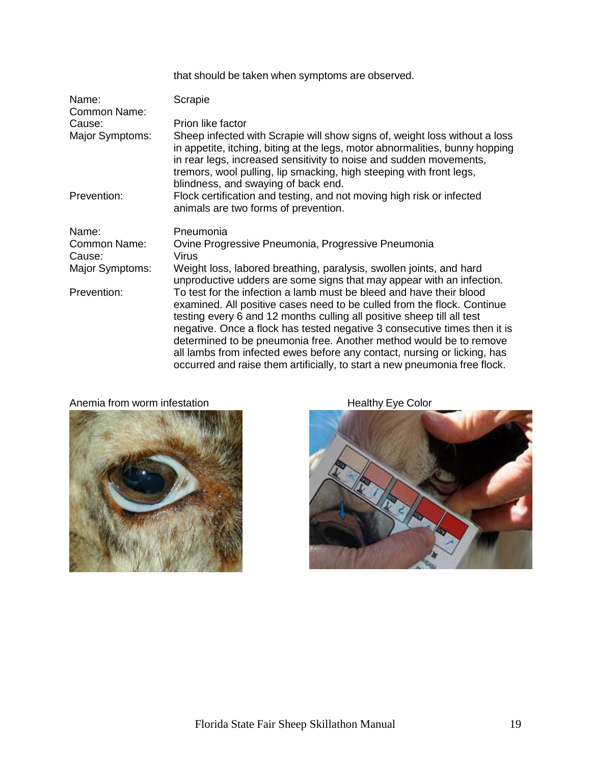that should be taken when symptoms are observed.

| | |
|---|---|
| Name: | Scrapie |
| Common Name: | |
| Cause: | Prion like factor |
| Major Symptoms: | Sheep infected with Scrapie will show signs of, weight loss without a loss in appetite, itching, biting at the legs, motor abnormalities, bunny hopping in rear legs, increased sensitivity to noise and sudden movements, tremors, wool pulling, lip smacking, high steeping with front legs, blindness, and swaying of back end. |
| Prevention: | Flock certification and testing, and not moving high risk or infected animals are two forms of prevention. |

| | |
|---|---|
| Name: | Pneumonia |
| Common Name: | Ovine Progressive Pneumonia, Progressive Pneumonia |
| Cause: | Virus |
| Major Symptoms: | Weight loss, labored breathing, paralysis, swollen joints, and hard unproductive udders are some signs that may appear with an infection. |
| Prevention: | To test for the infection a lamb must be bleed and have their blood examined. All positive cases need to be culled from the flock. Continue testing every 6 and 12 months culling all positive sheep till all test negative. Once a flock has tested negative 3 consecutive times then it is determined to be pneumonia free. Another method would be to remove all lambs from infected ewes before any contact, nursing or licking, has occurred and raise them artificially, to start a new pneumonia free flock. |

Anemia from worm infestation

Healthy Eye Color